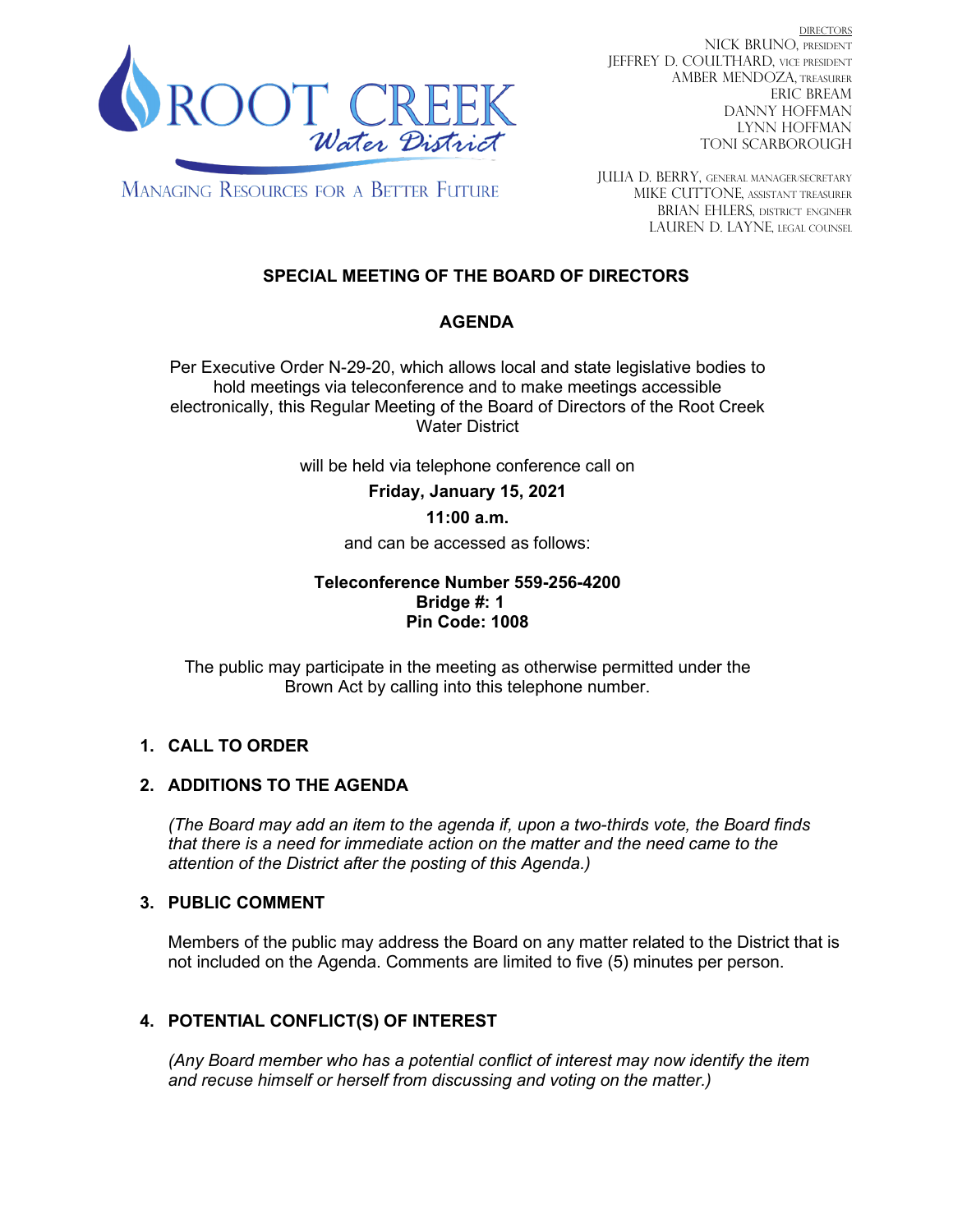ROOT CREEK
*Water District*

MANAGING RESOURCES FOR A BETTER FUTURE

DIRECTORS
NICK BRUNO, PRESIDENT
JEFFREY D. COULTHARD, VICE PRESIDENT
AMBER MENDOZA, TREASURER
ERIC BREAM
DANNY HOFFMAN
LYNN HOFFMAN
TONI SCARBOROUGH

JULIA D. BERRY, GENERAL MANAGER/SECRETARY
MIKE CUTTONE, ASSISTANT TREASURER
BRIAN EHLERS, DISTRICT ENGINEER
LAUREN D. LAYNE, LEGAL COUNSEL

# SPECIAL MEETING OF THE BOARD OF DIRECTORS

## AGENDA

Per Executive Order N-29-20, which allows local and state legislative bodies to hold meetings via teleconference and to make meetings accessible electronically, this Regular Meeting of the Board of Directors of the Root Creek Water District

will be held via telephone conference call on

**Friday, January 15, 2021**

**11:00 a.m.**

and can be accessed as follows:

**Teleconference Number 559-256-4200**
**Bridge #: 1**
**Pin Code: 1008**

The public may participate in the meeting as otherwise permitted under the Brown Act by calling into this telephone number.

### 1. CALL TO ORDER

### 2. ADDITIONS TO THE AGENDA

*(The Board may add an item to the agenda if, upon a two-thirds vote, the Board finds that there is a need for immediate action on the matter and the need came to the attention of the District after the posting of this Agenda.)*

### 3. PUBLIC COMMENT

Members of the public may address the Board on any matter related to the District that is not included on the Agenda. Comments are limited to five (5) minutes per person.

### 4. POTENTIAL CONFLICT(S) OF INTEREST

*(Any Board member who has a potential conflict of interest may now identify the item and recuse himself or herself from discussing and voting on the matter.)*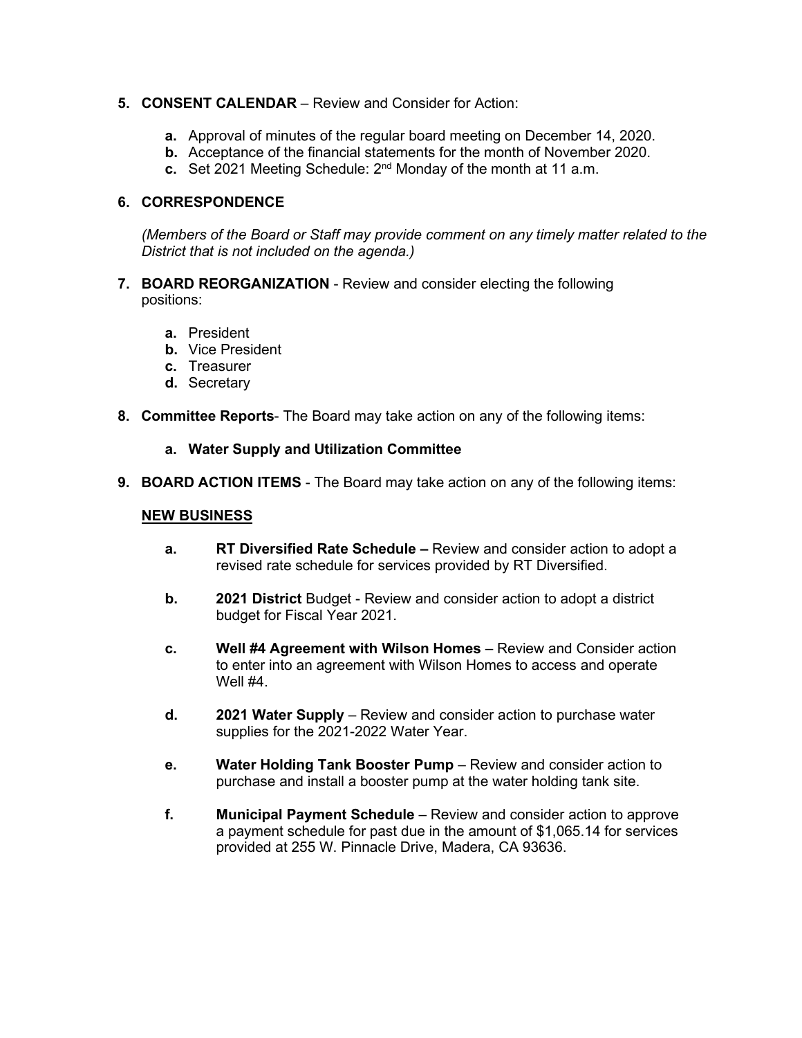5. **CONSENT CALENDAR** – Review and Consider for Action:

   **a.** Approval of minutes of the regular board meeting on December 14, 2020.
   **b.** Acceptance of the financial statements for the month of November 2020.
   **c.** Set 2021 Meeting Schedule: 2nd Monday of the month at 11 a.m.

6. **CORRESPONDENCE**

   *(Members of the Board or Staff may provide comment on any timely matter related to the District that is not included on the agenda.)*

7. **BOARD REORGANIZATION** - Review and consider electing the following positions:

   **a.** President
   **b.** Vice President
   **c.** Treasurer
   **d.** Secretary

8. **Committee Reports**- The Board may take action on any of the following items:

   **a. Water Supply and Utilization Committee**

9. **BOARD ACTION ITEMS** - The Board may take action on any of the following items:

   **NEW BUSINESS**

   **a.** **RT Diversified Rate Schedule –** Review and consider action to adopt a revised rate schedule for services provided by RT Diversified.

   **b.** **2021 District** Budget - Review and consider action to adopt a district budget for Fiscal Year 2021.

   **c.** **Well #4 Agreement with Wilson Homes** – Review and Consider action to enter into an agreement with Wilson Homes to access and operate Well #4.

   **d.** **2021 Water Supply** – Review and consider action to purchase water supplies for the 2021-2022 Water Year.

   **e.** **Water Holding Tank Booster Pump** – Review and consider action to purchase and install a booster pump at the water holding tank site.

   **f.** **Municipal Payment Schedule** – Review and consider action to approve a payment schedule for past due in the amount of $1,065.14 for services provided at 255 W. Pinnacle Drive, Madera, CA 93636.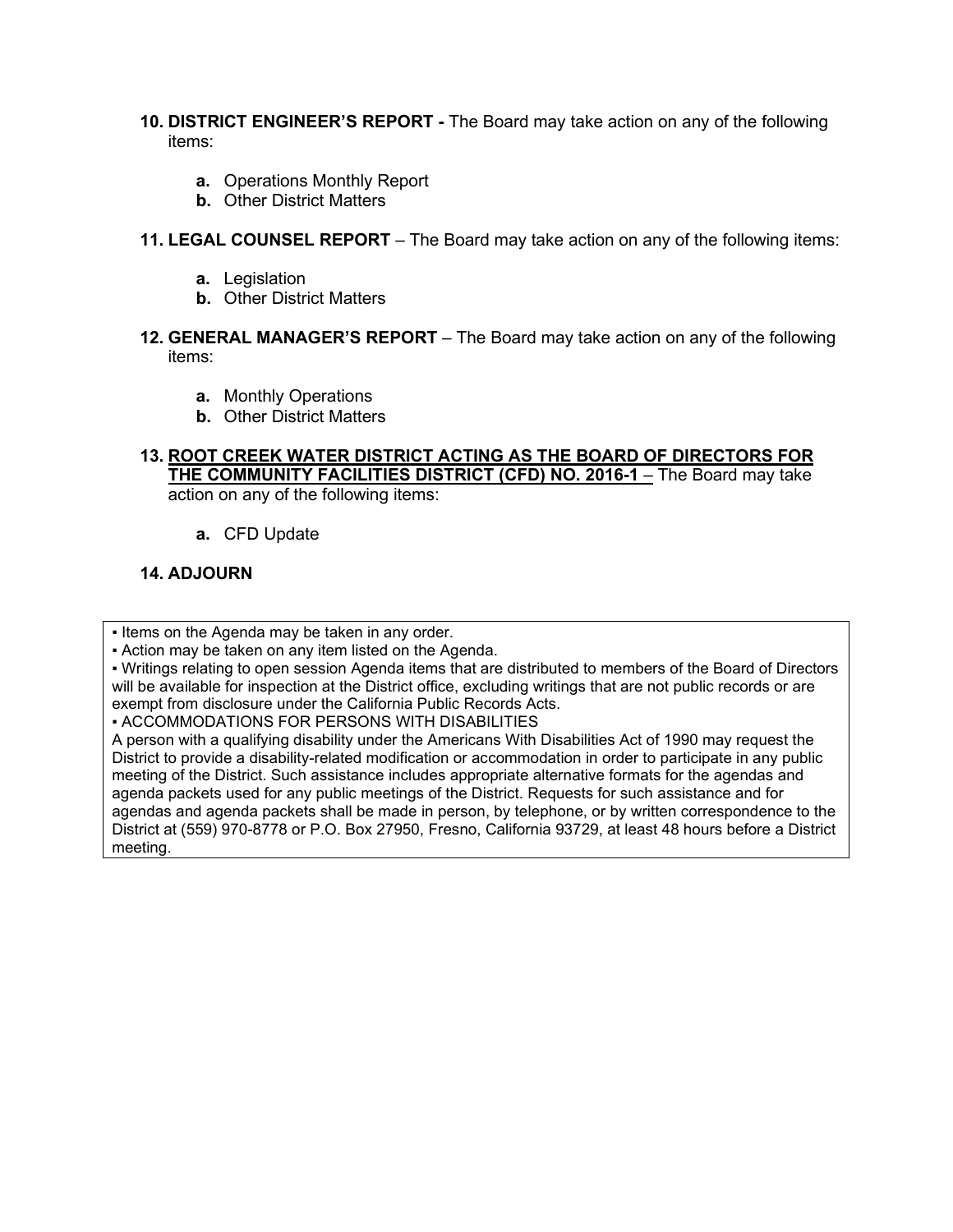**10. DISTRICT ENGINEER'S REPORT -** The Board may take action on any of the following items:

- **a.** Operations Monthly Report
- **b.** Other District Matters

**11. LEGAL COUNSEL REPORT** – The Board may take action on any of the following items:

- **a.** Legislation
- **b.** Other District Matters

**12. GENERAL MANAGER'S REPORT** – The Board may take action on any of the following items:

- **a.** Monthly Operations
- **b.** Other District Matters

**13. <u>ROOT CREEK WATER DISTRICT ACTING AS THE BOARD OF DIRECTORS FOR THE COMMUNITY FACILITIES DISTRICT (CFD) NO. 2016-1</u>** – The Board may take action on any of the following items:

- **a.** CFD Update

**14. ADJOURN**

▪ Items on the Agenda may be taken in any order.
▪ Action may be taken on any item listed on the Agenda.
▪ Writings relating to open session Agenda items that are distributed to members of the Board of Directors will be available for inspection at the District office, excluding writings that are not public records or are exempt from disclosure under the California Public Records Acts.
▪ ACCOMMODATIONS FOR PERSONS WITH DISABILITIES
A person with a qualifying disability under the Americans With Disabilities Act of 1990 may request the District to provide a disability-related modification or accommodation in order to participate in any public meeting of the District. Such assistance includes appropriate alternative formats for the agendas and agenda packets used for any public meetings of the District. Requests for such assistance and for agendas and agenda packets shall be made in person, by telephone, or by written correspondence to the District at (559) 970-8778 or P.O. Box 27950, Fresno, California 93729, at least 48 hours before a District meeting.